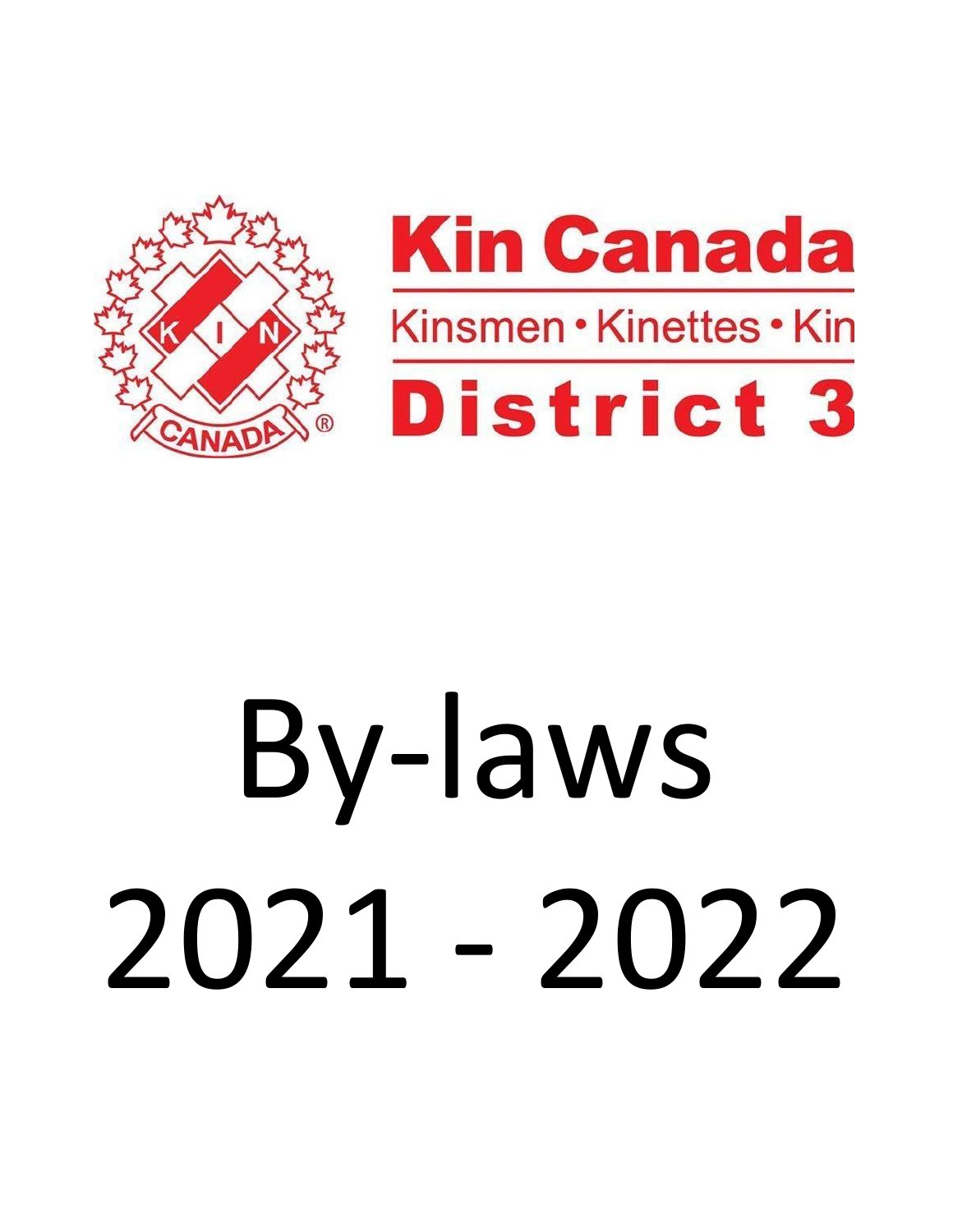Kin Canada

Kinsmen • Kinettes • Kin

District 3

# By-laws 2021 - 2022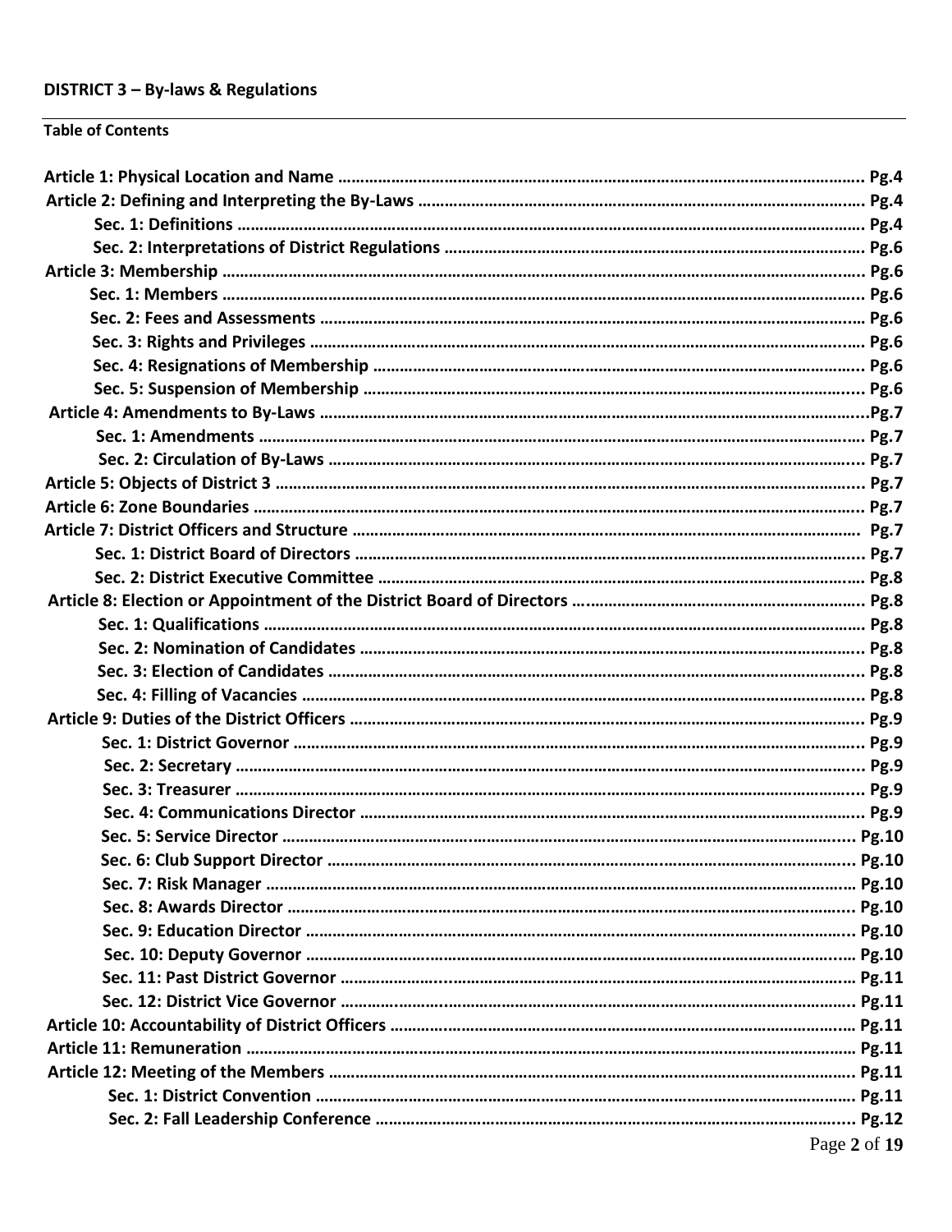**DISTRICT 3 – By-laws & Regulations**

---

**Table of Contents**

**Article 1: Physical Location and Name ...... Pg.4**
**Article 2: Defining and Interpreting the By-Laws ...... Pg.4**
- **Sec. 1: Definitions ...... Pg.4**
- **Sec. 2: Interpretations of District Regulations ...... Pg.6**

**Article 3: Membership ...... Pg.6**
- **Sec. 1: Members ...... Pg.6**
- **Sec. 2: Fees and Assessments ...... Pg.6**
- **Sec. 3: Rights and Privileges ...... Pg.6**
- **Sec. 4: Resignations of Membership ...... Pg.6**
- **Sec. 5: Suspension of Membership ...... Pg.6**

**Article 4: Amendments to By-Laws ......Pg.7**
- **Sec. 1: Amendments ...... Pg.7**
- **Sec. 2: Circulation of By-Laws ...... Pg.7**

**Article 5: Objects of District 3 ...... Pg.7**
**Article 6: Zone Boundaries ...... Pg.7**
**Article 7: District Officers and Structure ...... Pg.7**
- **Sec. 1: District Board of Directors ...... Pg.7**
- **Sec. 2: District Executive Committee ...... Pg.8**

**Article 8: Election or Appointment of the District Board of Directors ...... Pg.8**
- **Sec. 1: Qualifications ...... Pg.8**
- **Sec. 2: Nomination of Candidates ...... Pg.8**
- **Sec. 3: Election of Candidates ...... Pg.8**
- **Sec. 4: Filling of Vacancies ...... Pg.8**

**Article 9: Duties of the District Officers ...... Pg.9**
- **Sec. 1: District Governor ...... Pg.9**
- **Sec. 2: Secretary ...... Pg.9**
- **Sec. 3: Treasurer ...... Pg.9**
- **Sec. 4: Communications Director ...... Pg.9**
- **Sec. 5: Service Director ...... Pg.10**
- **Sec. 6: Club Support Director ...... Pg.10**
- **Sec. 7: Risk Manager ...... Pg.10**
- **Sec. 8: Awards Director ...... Pg.10**
- **Sec. 9: Education Director ...... Pg.10**
- **Sec. 10: Deputy Governor ...... Pg.10**
- **Sec. 11: Past District Governor ...... Pg.11**
- **Sec. 12: District Vice Governor ...... Pg.11**

**Article 10: Accountability of District Officers ...... Pg.11**
**Article 11: Remuneration ...... Pg.11**
**Article 12: Meeting of the Members ...... Pg.11**
- **Sec. 1: District Convention ...... Pg.11**
- **Sec. 2: Fall Leadership Conference ...... Pg.12**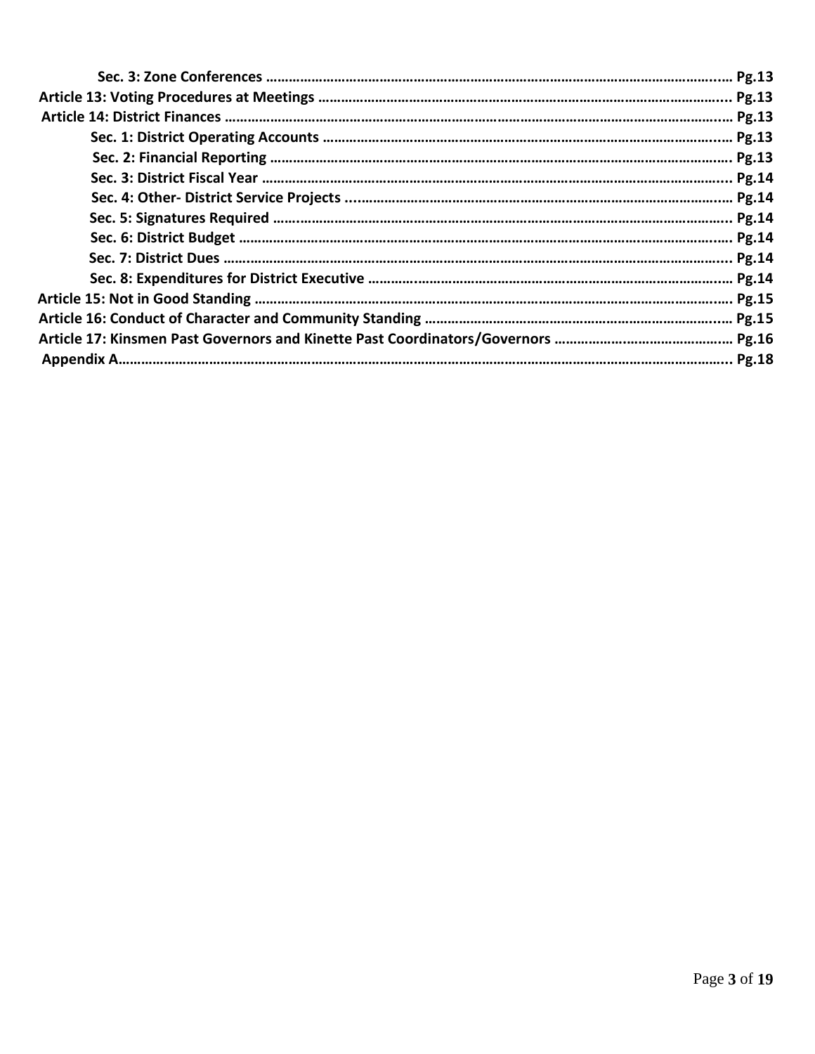**Sec. 3: Zone Conferences ........................................................................................................................ Pg.13**

**Article 13: Voting Procedures at Meetings ........................................................................................................ Pg.13**

**Article 14: District Finances ............................................................................................................................ Pg.13**

**Sec. 1: District Operating Accounts ............................................................................................................ Pg.13**

**Sec. 2: Financial Reporting .......................................................................................................................... Pg.13**

**Sec. 3: District Fiscal Year ........................................................................................................................... Pg.14**

**Sec. 4: Other- District Service Projects ...................................................................................................... Pg.14**

**Sec. 5: Signatures Required ......................................................................................................................... Pg.14**

**Sec. 6: District Budget ................................................................................................................................. Pg.14**

**Sec. 7: District Dues ..................................................................................................................................... Pg.14**

**Sec. 8: Expenditures for District Executive ................................................................................................ Pg.14**

**Article 15: Not in Good Standing ........................................................................................................................ Pg.15**

**Article 16: Conduct of Character and Community Standing ............................................................................ Pg.15**

**Article 17: Kinsmen Past Governors and Kinette Past Coordinators/Governors ............................................... Pg.16**

**Appendix A.......................................................................................................................................................... Pg.18**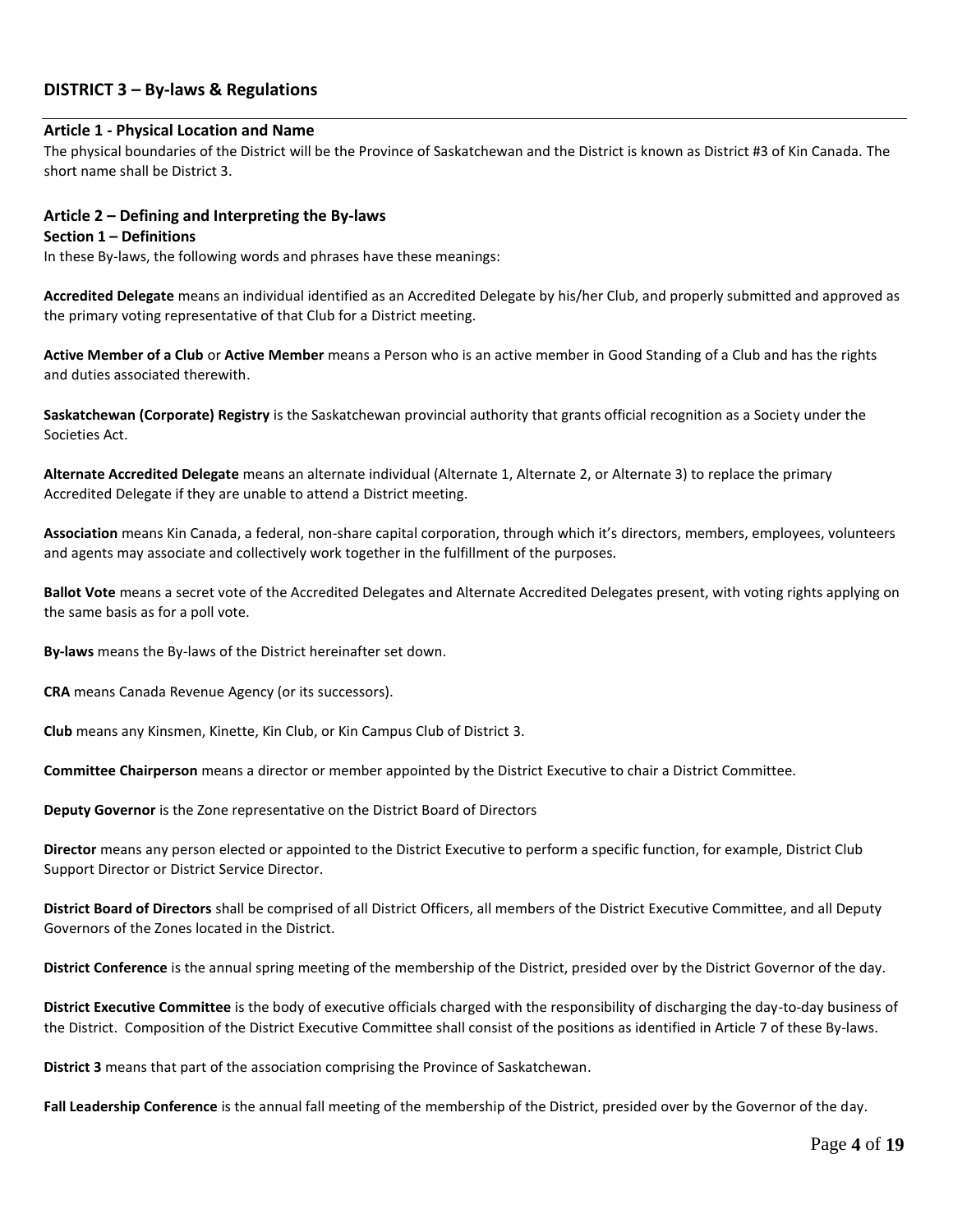## DISTRICT 3 – By-laws & Regulations

### Article 1 - Physical Location and Name

The physical boundaries of the District will be the Province of Saskatchewan and the District is known as District #3 of Kin Canada. The short name shall be District 3.

### Article 2 – Defining and Interpreting the By-laws

#### Section 1 – Definitions

In these By-laws, the following words and phrases have these meanings:

**Accredited Delegate** means an individual identified as an Accredited Delegate by his/her Club, and properly submitted and approved as the primary voting representative of that Club for a District meeting.

**Active Member of a Club** or **Active Member** means a Person who is an active member in Good Standing of a Club and has the rights and duties associated therewith.

**Saskatchewan (Corporate) Registry** is the Saskatchewan provincial authority that grants official recognition as a Society under the Societies Act.

**Alternate Accredited Delegate** means an alternate individual (Alternate 1, Alternate 2, or Alternate 3) to replace the primary Accredited Delegate if they are unable to attend a District meeting.

**Association** means Kin Canada, a federal, non-share capital corporation, through which it's directors, members, employees, volunteers and agents may associate and collectively work together in the fulfillment of the purposes.

**Ballot Vote** means a secret vote of the Accredited Delegates and Alternate Accredited Delegates present, with voting rights applying on the same basis as for a poll vote.

**By-laws** means the By-laws of the District hereinafter set down.

**CRA** means Canada Revenue Agency (or its successors).

**Club** means any Kinsmen, Kinette, Kin Club, or Kin Campus Club of District 3.

**Committee Chairperson** means a director or member appointed by the District Executive to chair a District Committee.

**Deputy Governor** is the Zone representative on the District Board of Directors

**Director** means any person elected or appointed to the District Executive to perform a specific function, for example, District Club Support Director or District Service Director.

**District Board of Directors** shall be comprised of all District Officers, all members of the District Executive Committee, and all Deputy Governors of the Zones located in the District.

**District Conference** is the annual spring meeting of the membership of the District, presided over by the District Governor of the day.

**District Executive Committee** is the body of executive officials charged with the responsibility of discharging the day-to-day business of the District. Composition of the District Executive Committee shall consist of the positions as identified in Article 7 of these By-laws.

**District 3** means that part of the association comprising the Province of Saskatchewan.

**Fall Leadership Conference** is the annual fall meeting of the membership of the District, presided over by the Governor of the day.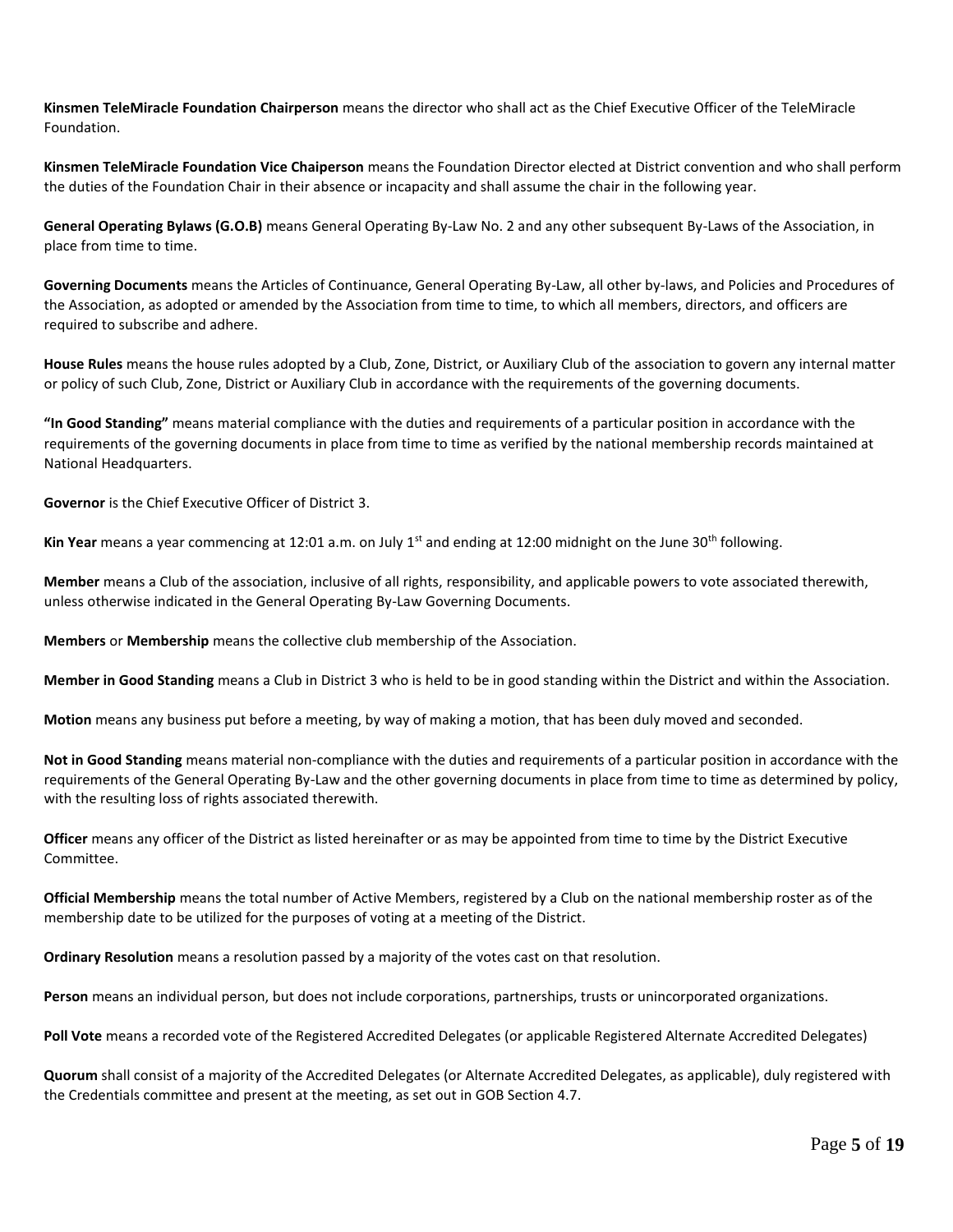**Kinsmen TeleMiracle Foundation Chairperson** means the director who shall act as the Chief Executive Officer of the TeleMiracle Foundation.

**Kinsmen TeleMiracle Foundation Vice Chaiperson** means the Foundation Director elected at District convention and who shall perform the duties of the Foundation Chair in their absence or incapacity and shall assume the chair in the following year.

**General Operating Bylaws (G.O.B)** means General Operating By-Law No. 2 and any other subsequent By-Laws of the Association, in place from time to time.

**Governing Documents** means the Articles of Continuance, General Operating By-Law, all other by-laws, and Policies and Procedures of the Association, as adopted or amended by the Association from time to time, to which all members, directors, and officers are required to subscribe and adhere.

**House Rules** means the house rules adopted by a Club, Zone, District, or Auxiliary Club of the association to govern any internal matter or policy of such Club, Zone, District or Auxiliary Club in accordance with the requirements of the governing documents.

**"In Good Standing"** means material compliance with the duties and requirements of a particular position in accordance with the requirements of the governing documents in place from time to time as verified by the national membership records maintained at National Headquarters.

**Governor** is the Chief Executive Officer of District 3.

**Kin Year** means a year commencing at 12:01 a.m. on July 1st and ending at 12:00 midnight on the June 30th following.

**Member** means a Club of the association, inclusive of all rights, responsibility, and applicable powers to vote associated therewith, unless otherwise indicated in the General Operating By-Law Governing Documents.

**Members** or **Membership** means the collective club membership of the Association.

**Member in Good Standing** means a Club in District 3 who is held to be in good standing within the District and within the Association.

**Motion** means any business put before a meeting, by way of making a motion, that has been duly moved and seconded.

**Not in Good Standing** means material non-compliance with the duties and requirements of a particular position in accordance with the requirements of the General Operating By-Law and the other governing documents in place from time to time as determined by policy, with the resulting loss of rights associated therewith.

**Officer** means any officer of the District as listed hereinafter or as may be appointed from time to time by the District Executive Committee.

**Official Membership** means the total number of Active Members, registered by a Club on the national membership roster as of the membership date to be utilized for the purposes of voting at a meeting of the District.

**Ordinary Resolution** means a resolution passed by a majority of the votes cast on that resolution.

**Person** means an individual person, but does not include corporations, partnerships, trusts or unincorporated organizations.

**Poll Vote** means a recorded vote of the Registered Accredited Delegates (or applicable Registered Alternate Accredited Delegates)

**Quorum** shall consist of a majority of the Accredited Delegates (or Alternate Accredited Delegates, as applicable), duly registered with the Credentials committee and present at the meeting, as set out in GOB Section 4.7.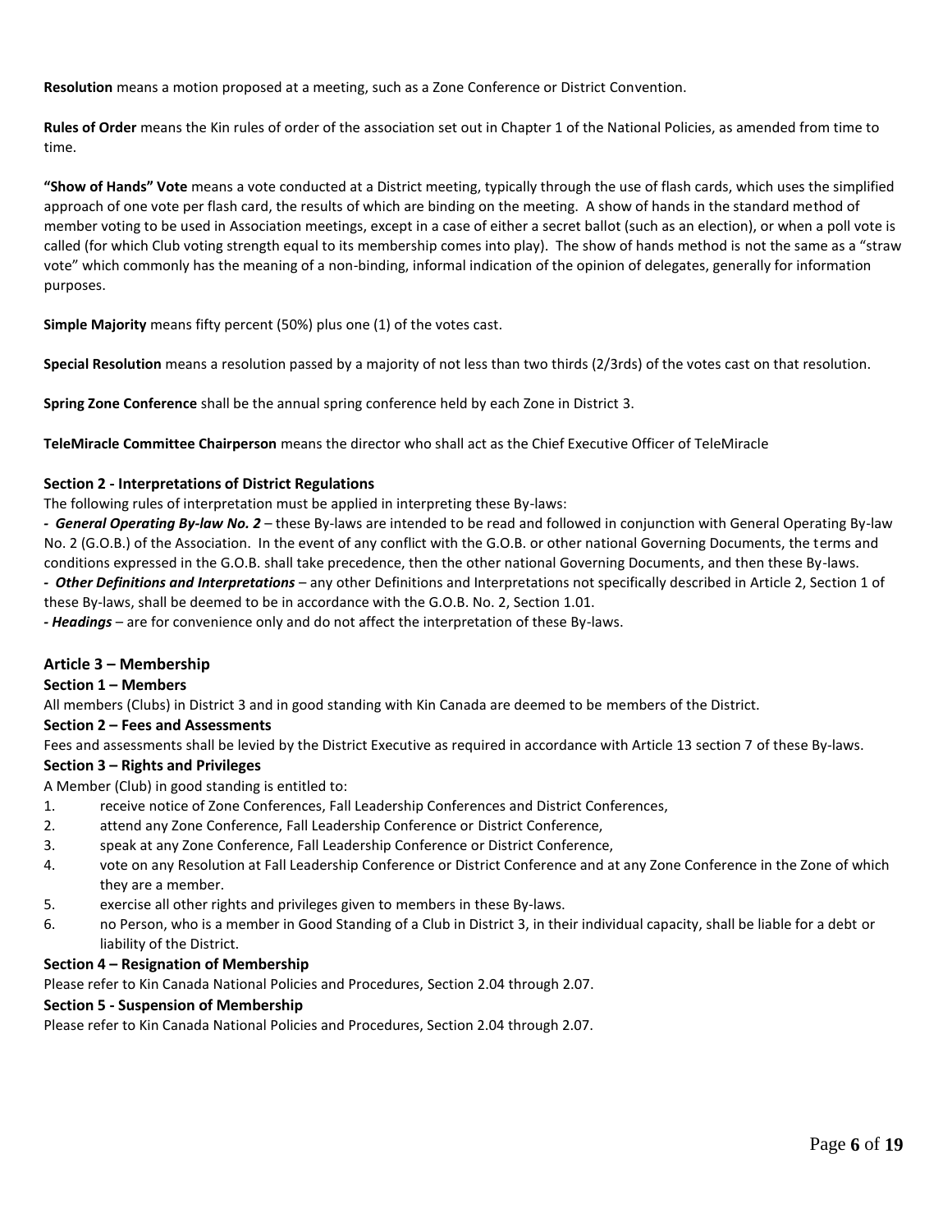**Resolution** means a motion proposed at a meeting, such as a Zone Conference or District Convention.

**Rules of Order** means the Kin rules of order of the association set out in Chapter 1 of the National Policies, as amended from time to time.

**"Show of Hands" Vote** means a vote conducted at a District meeting, typically through the use of flash cards, which uses the simplified approach of one vote per flash card, the results of which are binding on the meeting. A show of hands in the standard method of member voting to be used in Association meetings, except in a case of either a secret ballot (such as an election), or when a poll vote is called (for which Club voting strength equal to its membership comes into play). The show of hands method is not the same as a "straw vote" which commonly has the meaning of a non-binding, informal indication of the opinion of delegates, generally for information purposes.

**Simple Majority** means fifty percent (50%) plus one (1) of the votes cast.

**Special Resolution** means a resolution passed by a majority of not less than two thirds (2/3rds) of the votes cast on that resolution.

**Spring Zone Conference** shall be the annual spring conference held by each Zone in District 3.

**TeleMiracle Committee Chairperson** means the director who shall act as the Chief Executive Officer of TeleMiracle

### Section 2 - Interpretations of District Regulations

The following rules of interpretation must be applied in interpreting these By-laws:

- ***General Operating By-law No. 2*** – these By-laws are intended to be read and followed in conjunction with General Operating By-law No. 2 (G.O.B.) of the Association. In the event of any conflict with the G.O.B. or other national Governing Documents, the terms and conditions expressed in the G.O.B. shall take precedence, then the other national Governing Documents, and then these By-laws.
- ***Other Definitions and Interpretations*** – any other Definitions and Interpretations not specifically described in Article 2, Section 1 of these By-laws, shall be deemed to be in accordance with the G.O.B. No. 2, Section 1.01.
- ***Headings*** – are for convenience only and do not affect the interpretation of these By-laws.

## Article 3 – Membership

### Section 1 – Members

All members (Clubs) in District 3 and in good standing with Kin Canada are deemed to be members of the District.

### Section 2 – Fees and Assessments

Fees and assessments shall be levied by the District Executive as required in accordance with Article 13 section 7 of these By-laws.

### Section 3 – Rights and Privileges

A Member (Club) in good standing is entitled to:

1. receive notice of Zone Conferences, Fall Leadership Conferences and District Conferences,
2. attend any Zone Conference, Fall Leadership Conference or District Conference,
3. speak at any Zone Conference, Fall Leadership Conference or District Conference,
4. vote on any Resolution at Fall Leadership Conference or District Conference and at any Zone Conference in the Zone of which they are a member.
5. exercise all other rights and privileges given to members in these By-laws.
6. no Person, who is a member in Good Standing of a Club in District 3, in their individual capacity, shall be liable for a debt or liability of the District.

### Section 4 – Resignation of Membership

Please refer to Kin Canada National Policies and Procedures, Section 2.04 through 2.07.

### Section 5 - Suspension of Membership

Please refer to Kin Canada National Policies and Procedures, Section 2.04 through 2.07.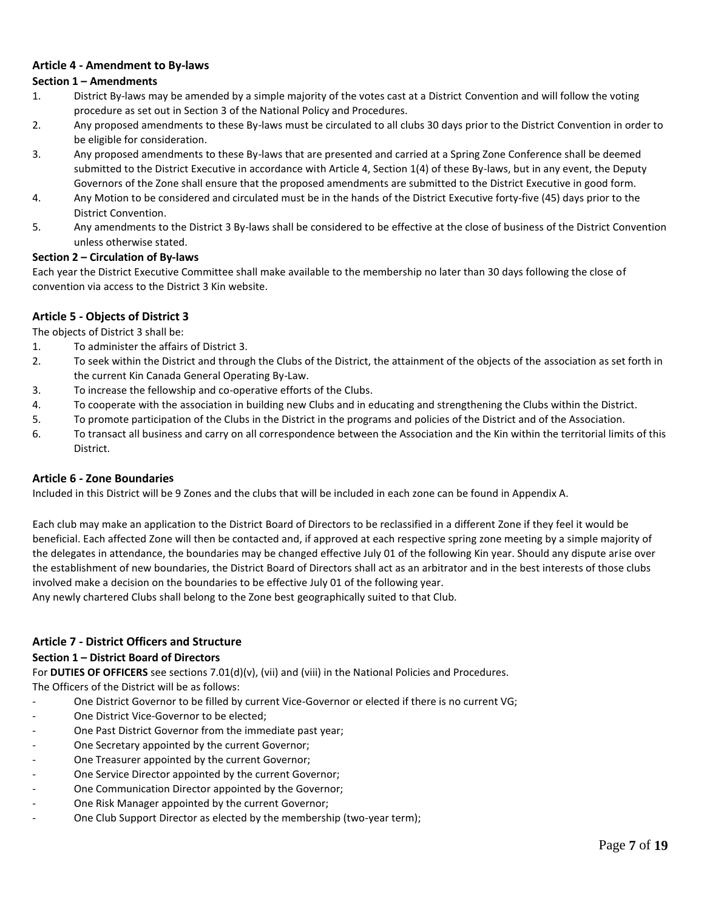### Article 4 - Amendment to By-laws

**Section 1 – Amendments**

1. District By-laws may be amended by a simple majority of the votes cast at a District Convention and will follow the voting procedure as set out in Section 3 of the National Policy and Procedures.
2. Any proposed amendments to these By-laws must be circulated to all clubs 30 days prior to the District Convention in order to be eligible for consideration.
3. Any proposed amendments to these By-laws that are presented and carried at a Spring Zone Conference shall be deemed submitted to the District Executive in accordance with Article 4, Section 1(4) of these By-laws, but in any event, the Deputy Governors of the Zone shall ensure that the proposed amendments are submitted to the District Executive in good form.
4. Any Motion to be considered and circulated must be in the hands of the District Executive forty-five (45) days prior to the District Convention.
5. Any amendments to the District 3 By-laws shall be considered to be effective at the close of business of the District Convention unless otherwise stated.

**Section 2 – Circulation of By-laws**

Each year the District Executive Committee shall make available to the membership no later than 30 days following the close of convention via access to the District 3 Kin website.

### Article 5 - Objects of District 3

The objects of District 3 shall be:

1. To administer the affairs of District 3.
2. To seek within the District and through the Clubs of the District, the attainment of the objects of the association as set forth in the current Kin Canada General Operating By-Law.
3. To increase the fellowship and co-operative efforts of the Clubs.
4. To cooperate with the association in building new Clubs and in educating and strengthening the Clubs within the District.
5. To promote participation of the Clubs in the District in the programs and policies of the District and of the Association.
6. To transact all business and carry on all correspondence between the Association and the Kin within the territorial limits of this District.

### Article 6 - Zone Boundaries

Included in this District will be 9 Zones and the clubs that will be included in each zone can be found in Appendix A.

Each club may make an application to the District Board of Directors to be reclassified in a different Zone if they feel it would be beneficial. Each affected Zone will then be contacted and, if approved at each respective spring zone meeting by a simple majority of the delegates in attendance, the boundaries may be changed effective July 01 of the following Kin year. Should any dispute arise over the establishment of new boundaries, the District Board of Directors shall act as an arbitrator and in the best interests of those clubs involved make a decision on the boundaries to be effective July 01 of the following year.
Any newly chartered Clubs shall belong to the Zone best geographically suited to that Club.

### Article 7 - District Officers and Structure

**Section 1 – District Board of Directors**

For **DUTIES OF OFFICERS** see sections 7.01(d)(v), (vii) and (viii) in the National Policies and Procedures.
The Officers of the District will be as follows:

- One District Governor to be filled by current Vice-Governor or elected if there is no current VG;
- One District Vice-Governor to be elected;
- One Past District Governor from the immediate past year;
- One Secretary appointed by the current Governor;
- One Treasurer appointed by the current Governor;
- One Service Director appointed by the current Governor;
- One Communication Director appointed by the Governor;
- One Risk Manager appointed by the current Governor;
- One Club Support Director as elected by the membership (two-year term);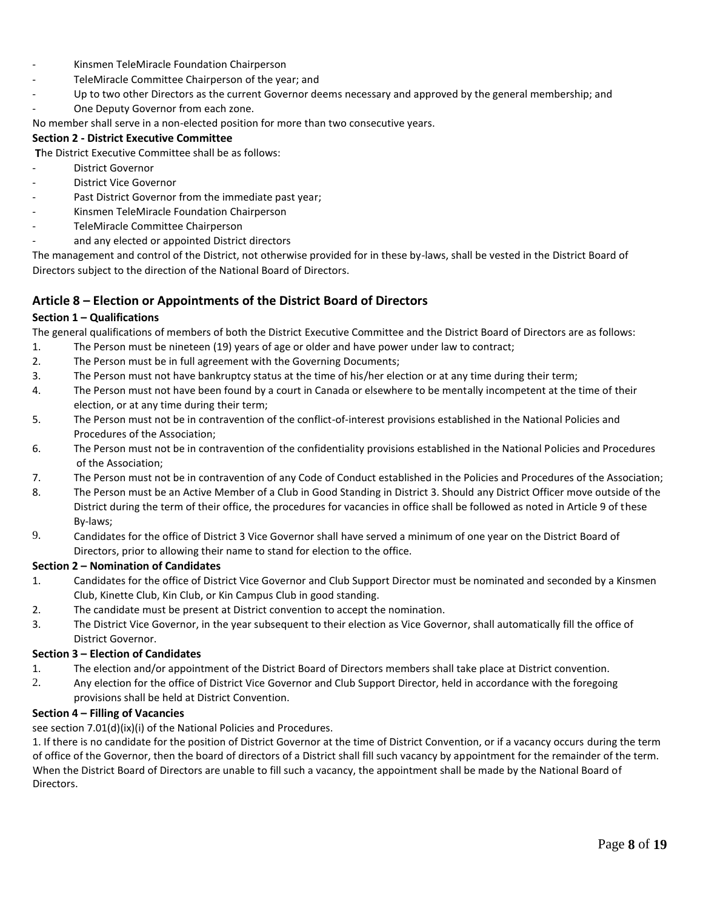- Kinsmen TeleMiracle Foundation Chairperson
- TeleMiracle Committee Chairperson of the year; and
- Up to two other Directors as the current Governor deems necessary and approved by the general membership; and
- One Deputy Governor from each zone.

No member shall serve in a non-elected position for more than two consecutive years.

**Section 2 - District Executive Committee**

The District Executive Committee shall be as follows:

- District Governor
- District Vice Governor
- Past District Governor from the immediate past year;
- Kinsmen TeleMiracle Foundation Chairperson
- TeleMiracle Committee Chairperson
- and any elected or appointed District directors

The management and control of the District, not otherwise provided for in these by-laws, shall be vested in the District Board of Directors subject to the direction of the National Board of Directors.

## Article 8 – Election or Appointments of the District Board of Directors

**Section 1 – Qualifications**

The general qualifications of members of both the District Executive Committee and the District Board of Directors are as follows:

1. The Person must be nineteen (19) years of age or older and have power under law to contract;
2. The Person must be in full agreement with the Governing Documents;
3. The Person must not have bankruptcy status at the time of his/her election or at any time during their term;
4. The Person must not have been found by a court in Canada or elsewhere to be mentally incompetent at the time of their election, or at any time during their term;
5. The Person must not be in contravention of the conflict-of-interest provisions established in the National Policies and Procedures of the Association;
6. The Person must not be in contravention of the confidentiality provisions established in the National Policies and Procedures of the Association;
7. The Person must not be in contravention of any Code of Conduct established in the Policies and Procedures of the Association;
8. The Person must be an Active Member of a Club in Good Standing in District 3. Should any District Officer move outside of the District during the term of their office, the procedures for vacancies in office shall be followed as noted in Article 9 of these By-laws;
9. Candidates for the office of District 3 Vice Governor shall have served a minimum of one year on the District Board of Directors, prior to allowing their name to stand for election to the office.

**Section 2 – Nomination of Candidates**

1. Candidates for the office of District Vice Governor and Club Support Director must be nominated and seconded by a Kinsmen Club, Kinette Club, Kin Club, or Kin Campus Club in good standing.
2. The candidate must be present at District convention to accept the nomination.
3. The District Vice Governor, in the year subsequent to their election as Vice Governor, shall automatically fill the office of District Governor.

**Section 3 – Election of Candidates**

1. The election and/or appointment of the District Board of Directors members shall take place at District convention.
2. Any election for the office of District Vice Governor and Club Support Director, held in accordance with the foregoing provisions shall be held at District Convention.

**Section 4 – Filling of Vacancies**

see section 7.01(d)(ix)(i) of the National Policies and Procedures.

1. If there is no candidate for the position of District Governor at the time of District Convention, or if a vacancy occurs during the term of office of the Governor, then the board of directors of a District shall fill such vacancy by appointment for the remainder of the term. When the District Board of Directors are unable to fill such a vacancy, the appointment shall be made by the National Board of Directors.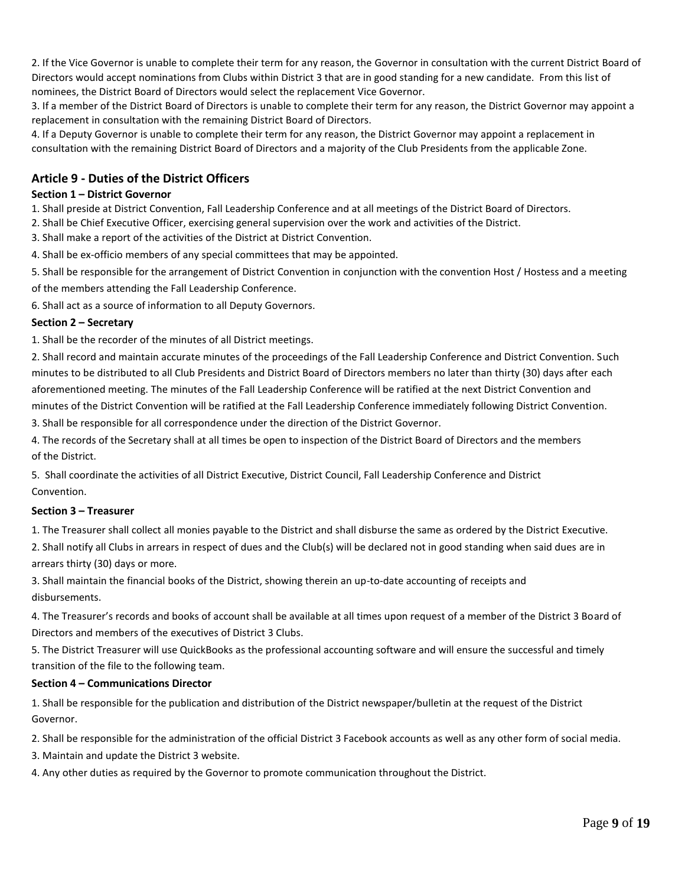2. If the Vice Governor is unable to complete their term for any reason, the Governor in consultation with the current District Board of Directors would accept nominations from Clubs within District 3 that are in good standing for a new candidate. From this list of nominees, the District Board of Directors would select the replacement Vice Governor.

3. If a member of the District Board of Directors is unable to complete their term for any reason, the District Governor may appoint a replacement in consultation with the remaining District Board of Directors.

4. If a Deputy Governor is unable to complete their term for any reason, the District Governor may appoint a replacement in consultation with the remaining District Board of Directors and a majority of the Club Presidents from the applicable Zone.

## Article 9 - Duties of the District Officers

### Section 1 – District Governor

1. Shall preside at District Convention, Fall Leadership Conference and at all meetings of the District Board of Directors.
2. Shall be Chief Executive Officer, exercising general supervision over the work and activities of the District.
3. Shall make a report of the activities of the District at District Convention.
4. Shall be ex-officio members of any special committees that may be appointed.
5. Shall be responsible for the arrangement of District Convention in conjunction with the convention Host / Hostess and a meeting of the members attending the Fall Leadership Conference.
6. Shall act as a source of information to all Deputy Governors.

### Section 2 – Secretary

1. Shall be the recorder of the minutes of all District meetings.
2. Shall record and maintain accurate minutes of the proceedings of the Fall Leadership Conference and District Convention. Such minutes to be distributed to all Club Presidents and District Board of Directors members no later than thirty (30) days after each aforementioned meeting. The minutes of the Fall Leadership Conference will be ratified at the next District Convention and minutes of the District Convention will be ratified at the Fall Leadership Conference immediately following District Convention.
3. Shall be responsible for all correspondence under the direction of the District Governor.
4. The records of the Secretary shall at all times be open to inspection of the District Board of Directors and the members of the District.
5. Shall coordinate the activities of all District Executive, District Council, Fall Leadership Conference and District Convention.

### Section 3 – Treasurer

1. The Treasurer shall collect all monies payable to the District and shall disburse the same as ordered by the District Executive.
2. Shall notify all Clubs in arrears in respect of dues and the Club(s) will be declared not in good standing when said dues are in arrears thirty (30) days or more.
3. Shall maintain the financial books of the District, showing therein an up-to-date accounting of receipts and disbursements.
4. The Treasurer's records and books of account shall be available at all times upon request of a member of the District 3 Board of Directors and members of the executives of District 3 Clubs.
5. The District Treasurer will use QuickBooks as the professional accounting software and will ensure the successful and timely transition of the file to the following team.

### Section 4 – Communications Director

1. Shall be responsible for the publication and distribution of the District newspaper/bulletin at the request of the District Governor.
2. Shall be responsible for the administration of the official District 3 Facebook accounts as well as any other form of social media.
3. Maintain and update the District 3 website.
4. Any other duties as required by the Governor to promote communication throughout the District.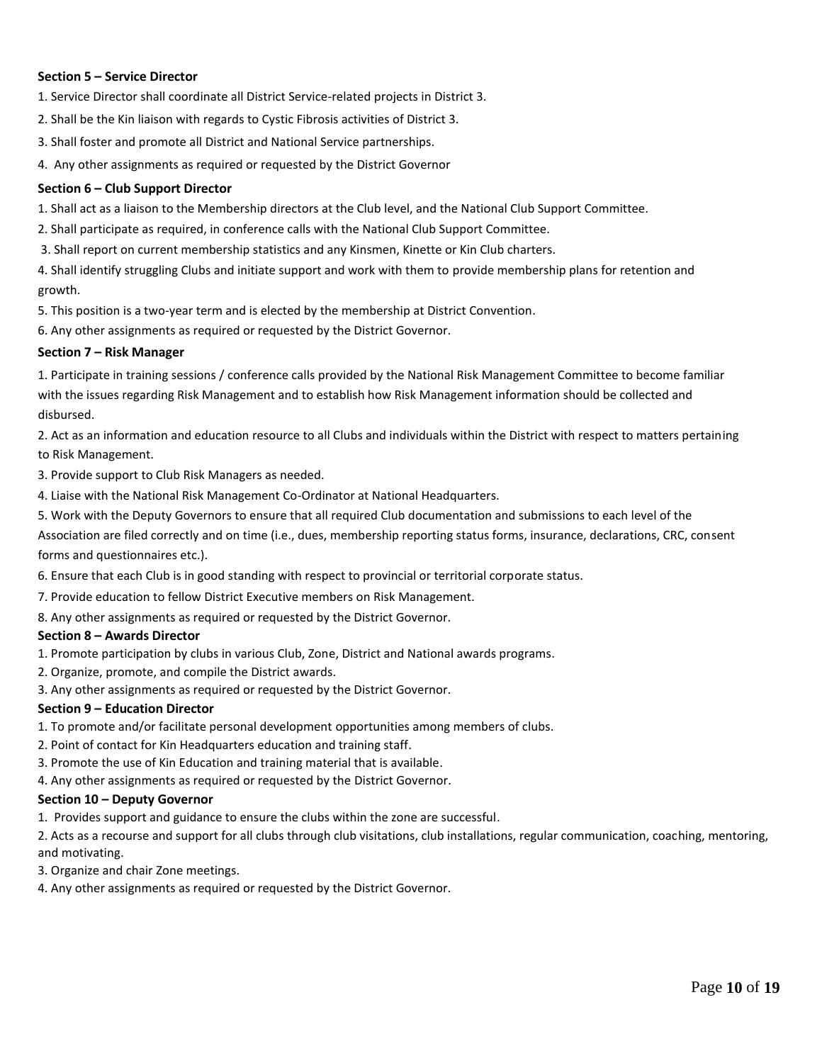**Section 5 – Service Director**

1. Service Director shall coordinate all District Service-related projects in District 3.
2. Shall be the Kin liaison with regards to Cystic Fibrosis activities of District 3.
3. Shall foster and promote all District and National Service partnerships.
4. Any other assignments as required or requested by the District Governor

**Section 6 – Club Support Director**

1. Shall act as a liaison to the Membership directors at the Club level, and the National Club Support Committee.
2. Shall participate as required, in conference calls with the National Club Support Committee.
3. Shall report on current membership statistics and any Kinsmen, Kinette or Kin Club charters.
4. Shall identify struggling Clubs and initiate support and work with them to provide membership plans for retention and growth.
5. This position is a two-year term and is elected by the membership at District Convention.
6. Any other assignments as required or requested by the District Governor.

**Section 7 – Risk Manager**

1. Participate in training sessions / conference calls provided by the National Risk Management Committee to become familiar with the issues regarding Risk Management and to establish how Risk Management information should be collected and disbursed.
2. Act as an information and education resource to all Clubs and individuals within the District with respect to matters pertaining to Risk Management.
3. Provide support to Club Risk Managers as needed.
4. Liaise with the National Risk Management Co-Ordinator at National Headquarters.
5. Work with the Deputy Governors to ensure that all required Club documentation and submissions to each level of the Association are filed correctly and on time (i.e., dues, membership reporting status forms, insurance, declarations, CRC, consent forms and questionnaires etc.).
6. Ensure that each Club is in good standing with respect to provincial or territorial corporate status.
7. Provide education to fellow District Executive members on Risk Management.
8. Any other assignments as required or requested by the District Governor.

**Section 8 – Awards Director**

1. Promote participation by clubs in various Club, Zone, District and National awards programs.
2. Organize, promote, and compile the District awards.
3. Any other assignments as required or requested by the District Governor.

**Section 9 – Education Director**

1. To promote and/or facilitate personal development opportunities among members of clubs.
2. Point of contact for Kin Headquarters education and training staff.
3. Promote the use of Kin Education and training material that is available.
4. Any other assignments as required or requested by the District Governor.

**Section 10 – Deputy Governor**

1. Provides support and guidance to ensure the clubs within the zone are successful.
2. Acts as a recourse and support for all clubs through club visitations, club installations, regular communication, coaching, mentoring, and motivating.
3. Organize and chair Zone meetings.
4. Any other assignments as required or requested by the District Governor.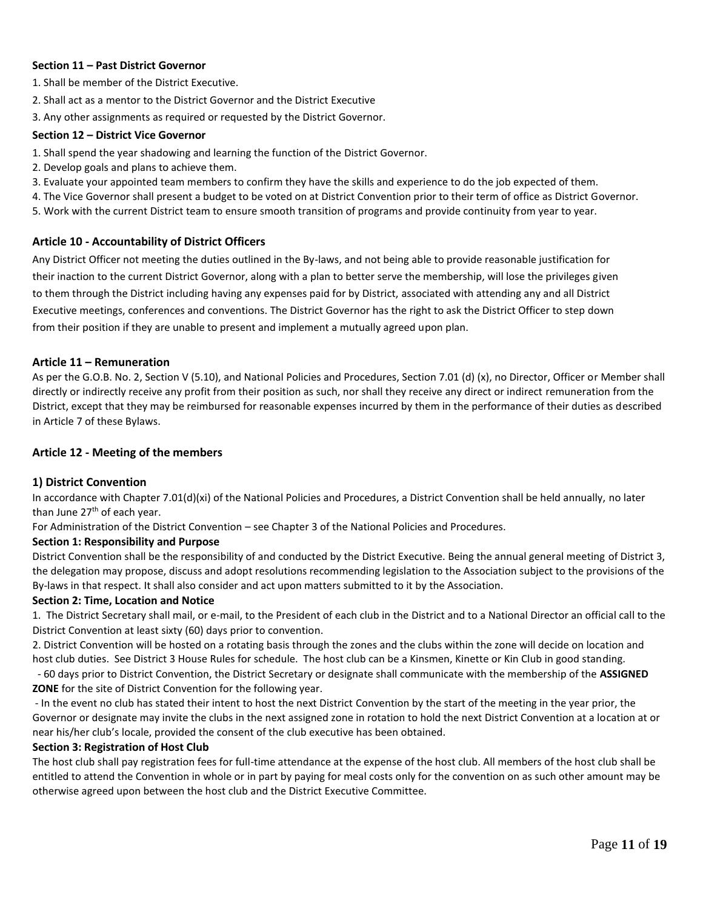**Section 11 – Past District Governor**

1. Shall be member of the District Executive.
2. Shall act as a mentor to the District Governor and the District Executive
3. Any other assignments as required or requested by the District Governor.

**Section 12 – District Vice Governor**

1. Shall spend the year shadowing and learning the function of the District Governor.
2. Develop goals and plans to achieve them.
3. Evaluate your appointed team members to confirm they have the skills and experience to do the job expected of them.
4. The Vice Governor shall present a budget to be voted on at District Convention prior to their term of office as District Governor.
5. Work with the current District team to ensure smooth transition of programs and provide continuity from year to year.

## Article 10 - Accountability of District Officers

Any District Officer not meeting the duties outlined in the By-laws, and not being able to provide reasonable justification for their inaction to the current District Governor, along with a plan to better serve the membership, will lose the privileges given to them through the District including having any expenses paid for by District, associated with attending any and all District Executive meetings, conferences and conventions. The District Governor has the right to ask the District Officer to step down from their position if they are unable to present and implement a mutually agreed upon plan.

## Article 11 – Remuneration

As per the G.O.B. No. 2, Section V (5.10), and National Policies and Procedures, Section 7.01 (d) (x), no Director, Officer or Member shall directly or indirectly receive any profit from their position as such, nor shall they receive any direct or indirect remuneration from the District, except that they may be reimbursed for reasonable expenses incurred by them in the performance of their duties as described in Article 7 of these Bylaws.

## Article 12 - Meeting of the members

### 1) District Convention

In accordance with Chapter 7.01(d)(xi) of the National Policies and Procedures, a District Convention shall be held annually, no later than June 27th of each year.

For Administration of the District Convention – see Chapter 3 of the National Policies and Procedures.

**Section 1: Responsibility and Purpose**

District Convention shall be the responsibility of and conducted by the District Executive. Being the annual general meeting of District 3, the delegation may propose, discuss and adopt resolutions recommending legislation to the Association subject to the provisions of the By-laws in that respect. It shall also consider and act upon matters submitted to it by the Association.

**Section 2: Time, Location and Notice**

1. The District Secretary shall mail, or e-mail, to the President of each club in the District and to a National Director an official call to the District Convention at least sixty (60) days prior to convention.
2. District Convention will be hosted on a rotating basis through the zones and the clubs within the zone will decide on location and host club duties. See District 3 House Rules for schedule. The host club can be a Kinsmen, Kinette or Kin Club in good standing.
   - 60 days prior to District Convention, the District Secretary or designate shall communicate with the membership of the **ASSIGNED ZONE** for the site of District Convention for the following year.
   - In the event no club has stated their intent to host the next District Convention by the start of the meeting in the year prior, the Governor or designate may invite the clubs in the next assigned zone in rotation to hold the next District Convention at a location at or near his/her club's locale, provided the consent of the club executive has been obtained.

**Section 3: Registration of Host Club**

The host club shall pay registration fees for full-time attendance at the expense of the host club. All members of the host club shall be entitled to attend the Convention in whole or in part by paying for meal costs only for the convention on as such other amount may be otherwise agreed upon between the host club and the District Executive Committee.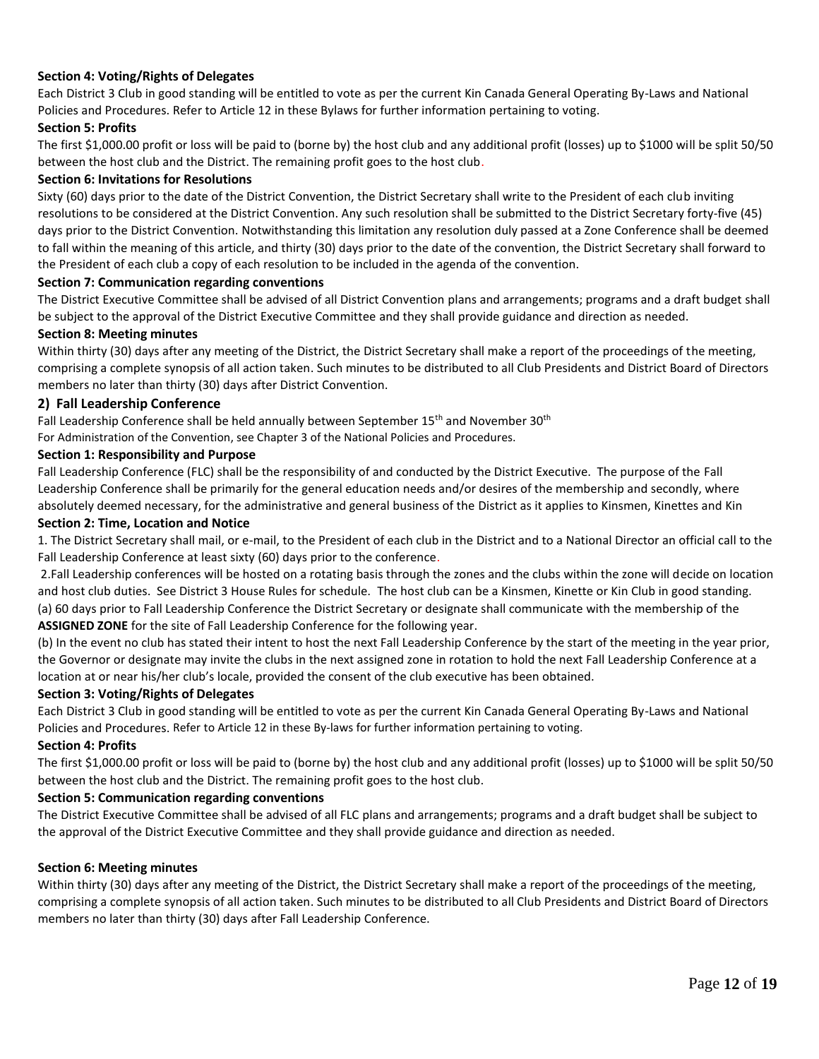**Section 4: Voting/Rights of Delegates**

Each District 3 Club in good standing will be entitled to vote as per the current Kin Canada General Operating By-Laws and National Policies and Procedures. Refer to Article 12 in these Bylaws for further information pertaining to voting.

**Section 5: Profits**

The first $1,000.00 profit or loss will be paid to (borne by) the host club and any additional profit (losses) up to $1000 will be split 50/50 between the host club and the District. The remaining profit goes to the host club.

**Section 6: Invitations for Resolutions**

Sixty (60) days prior to the date of the District Convention, the District Secretary shall write to the President of each club inviting resolutions to be considered at the District Convention. Any such resolution shall be submitted to the District Secretary forty-five (45) days prior to the District Convention. Notwithstanding this limitation any resolution duly passed at a Zone Conference shall be deemed to fall within the meaning of this article, and thirty (30) days prior to the date of the convention, the District Secretary shall forward to the President of each club a copy of each resolution to be included in the agenda of the convention.

**Section 7: Communication regarding conventions**

The District Executive Committee shall be advised of all District Convention plans and arrangements; programs and a draft budget shall be subject to the approval of the District Executive Committee and they shall provide guidance and direction as needed.

**Section 8: Meeting minutes**

Within thirty (30) days after any meeting of the District, the District Secretary shall make a report of the proceedings of the meeting, comprising a complete synopsis of all action taken. Such minutes to be distributed to all Club Presidents and District Board of Directors members no later than thirty (30) days after District Convention.

## 2) Fall Leadership Conference

Fall Leadership Conference shall be held annually between September 15th and November 30th

For Administration of the Convention, see Chapter 3 of the National Policies and Procedures.

**Section 1: Responsibility and Purpose**

Fall Leadership Conference (FLC) shall be the responsibility of and conducted by the District Executive. The purpose of the Fall Leadership Conference shall be primarily for the general education needs and/or desires of the membership and secondly, where absolutely deemed necessary, for the administrative and general business of the District as it applies to Kinsmen, Kinettes and Kin

**Section 2: Time, Location and Notice**

1. The District Secretary shall mail, or e-mail, to the President of each club in the District and to a National Director an official call to the Fall Leadership Conference at least sixty (60) days prior to the conference.

2. Fall Leadership conferences will be hosted on a rotating basis through the zones and the clubs within the zone will decide on location and host club duties. See District 3 House Rules for schedule. The host club can be a Kinsmen, Kinette or Kin Club in good standing.

(a) 60 days prior to Fall Leadership Conference the District Secretary or designate shall communicate with the membership of the **ASSIGNED ZONE** for the site of Fall Leadership Conference for the following year.

(b) In the event no club has stated their intent to host the next Fall Leadership Conference by the start of the meeting in the year prior, the Governor or designate may invite the clubs in the next assigned zone in rotation to hold the next Fall Leadership Conference at a location at or near his/her club's locale, provided the consent of the club executive has been obtained.

**Section 3: Voting/Rights of Delegates**

Each District 3 Club in good standing will be entitled to vote as per the current Kin Canada General Operating By-Laws and National Policies and Procedures. Refer to Article 12 in these By-laws for further information pertaining to voting.

**Section 4: Profits**

The first $1,000.00 profit or loss will be paid to (borne by) the host club and any additional profit (losses) up to $1000 will be split 50/50 between the host club and the District. The remaining profit goes to the host club.

**Section 5: Communication regarding conventions**

The District Executive Committee shall be advised of all FLC plans and arrangements; programs and a draft budget shall be subject to the approval of the District Executive Committee and they shall provide guidance and direction as needed.

**Section 6: Meeting minutes**

Within thirty (30) days after any meeting of the District, the District Secretary shall make a report of the proceedings of the meeting, comprising a complete synopsis of all action taken. Such minutes to be distributed to all Club Presidents and District Board of Directors members no later than thirty (30) days after Fall Leadership Conference.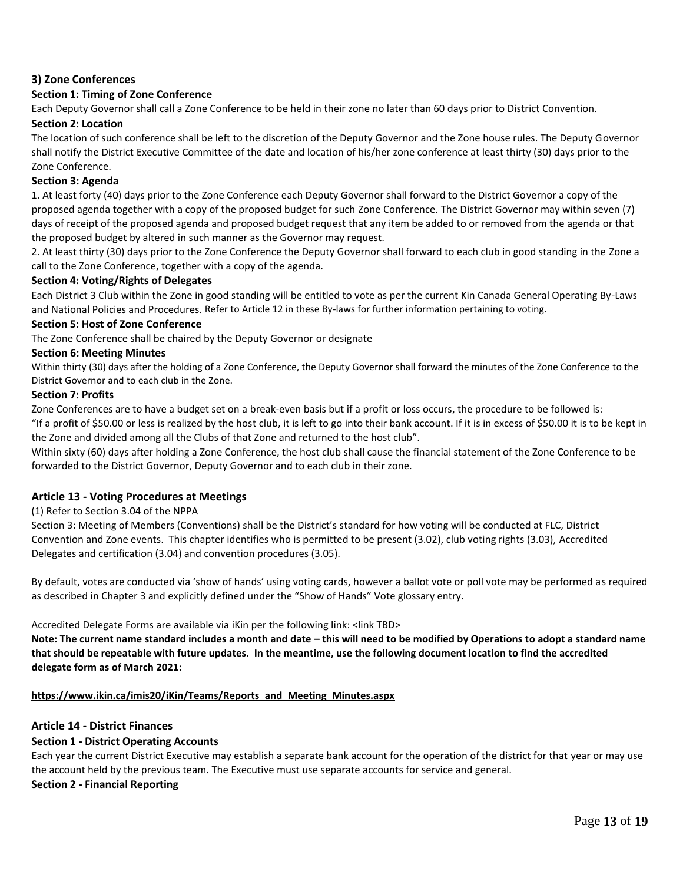### 3) Zone Conferences

**Section 1: Timing of Zone Conference**

Each Deputy Governor shall call a Zone Conference to be held in their zone no later than 60 days prior to District Convention.

**Section 2: Location**

The location of such conference shall be left to the discretion of the Deputy Governor and the Zone house rules. The Deputy Governor shall notify the District Executive Committee of the date and location of his/her zone conference at least thirty (30) days prior to the Zone Conference.

**Section 3: Agenda**

1. At least forty (40) days prior to the Zone Conference each Deputy Governor shall forward to the District Governor a copy of the proposed agenda together with a copy of the proposed budget for such Zone Conference. The District Governor may within seven (7) days of receipt of the proposed agenda and proposed budget request that any item be added to or removed from the agenda or that the proposed budget by altered in such manner as the Governor may request.
2. At least thirty (30) days prior to the Zone Conference the Deputy Governor shall forward to each club in good standing in the Zone a call to the Zone Conference, together with a copy of the agenda.

**Section 4: Voting/Rights of Delegates**

Each District 3 Club within the Zone in good standing will be entitled to vote as per the current Kin Canada General Operating By-Laws and National Policies and Procedures. Refer to Article 12 in these By-laws for further information pertaining to voting.

**Section 5: Host of Zone Conference**

The Zone Conference shall be chaired by the Deputy Governor or designate

**Section 6: Meeting Minutes**

Within thirty (30) days after the holding of a Zone Conference, the Deputy Governor shall forward the minutes of the Zone Conference to the District Governor and to each club in the Zone.

**Section 7: Profits**

Zone Conferences are to have a budget set on a break-even basis but if a profit or loss occurs, the procedure to be followed is:
"If a profit of $50.00 or less is realized by the host club, it is left to go into their bank account. If it is in excess of $50.00 it is to be kept in the Zone and divided among all the Clubs of that Zone and returned to the host club".
Within sixty (60) days after holding a Zone Conference, the host club shall cause the financial statement of the Zone Conference to be forwarded to the District Governor, Deputy Governor and to each club in their zone.

## Article 13 - Voting Procedures at Meetings

(1) Refer to Section 3.04 of the NPPA
Section 3: Meeting of Members (Conventions) shall be the District's standard for how voting will be conducted at FLC, District Convention and Zone events. This chapter identifies who is permitted to be present (3.02), club voting rights (3.03), Accredited Delegates and certification (3.04) and convention procedures (3.05).

By default, votes are conducted via 'show of hands' using voting cards, however a ballot vote or poll vote may be performed as required as described in Chapter 3 and explicitly defined under the "Show of Hands" Vote glossary entry.

Accredited Delegate Forms are available via iKin per the following link: <link TBD>
**Note: The current name standard includes a month and date – this will need to be modified by Operations to adopt a standard name that should be repeatable with future updates. In the meantime, use the following document location to find the accredited delegate form as of March 2021:**

**https://www.ikin.ca/imis20/iKin/Teams/Reports_and_Meeting_Minutes.aspx**

## Article 14 - District Finances

**Section 1 - District Operating Accounts**

Each year the current District Executive may establish a separate bank account for the operation of the district for that year or may use the account held by the previous team. The Executive must use separate accounts for service and general.

**Section 2 - Financial Reporting**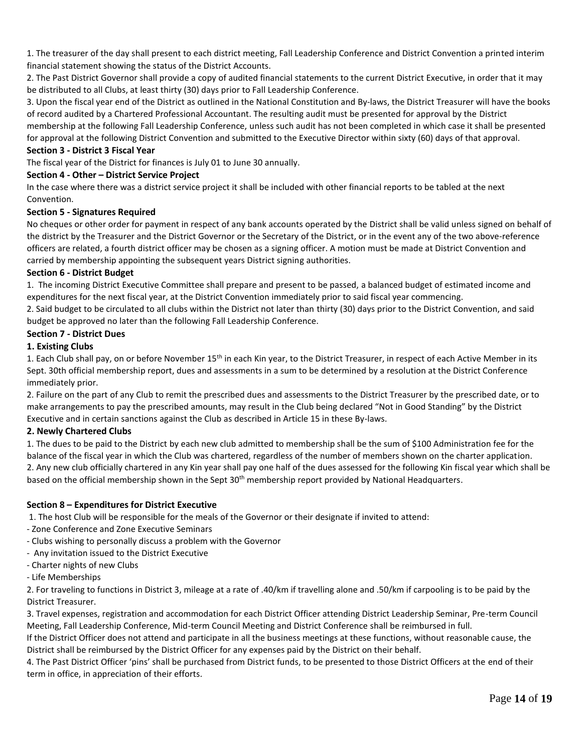1. The treasurer of the day shall present to each district meeting, Fall Leadership Conference and District Convention a printed interim financial statement showing the status of the District Accounts.

2. The Past District Governor shall provide a copy of audited financial statements to the current District Executive, in order that it may be distributed to all Clubs, at least thirty (30) days prior to Fall Leadership Conference.

3. Upon the fiscal year end of the District as outlined in the National Constitution and By-laws, the District Treasurer will have the books of record audited by a Chartered Professional Accountant. The resulting audit must be presented for approval by the District membership at the following Fall Leadership Conference, unless such audit has not been completed in which case it shall be presented for approval at the following District Convention and submitted to the Executive Director within sixty (60) days of that approval.

**Section 3 - District 3 Fiscal Year**

The fiscal year of the District for finances is July 01 to June 30 annually.

**Section 4 - Other – District Service Project**

In the case where there was a district service project it shall be included with other financial reports to be tabled at the next Convention.

**Section 5 - Signatures Required**

No cheques or other order for payment in respect of any bank accounts operated by the District shall be valid unless signed on behalf of the district by the Treasurer and the District Governor or the Secretary of the District, or in the event any of the two above-reference officers are related, a fourth district officer may be chosen as a signing officer. A motion must be made at District Convention and carried by membership appointing the subsequent years District signing authorities.

**Section 6 - District Budget**

1. The incoming District Executive Committee shall prepare and present to be passed, a balanced budget of estimated income and expenditures for the next fiscal year, at the District Convention immediately prior to said fiscal year commencing.

2. Said budget to be circulated to all clubs within the District not later than thirty (30) days prior to the District Convention, and said budget be approved no later than the following Fall Leadership Conference.

**Section 7 - District Dues**

**1. Existing Clubs**

1. Each Club shall pay, on or before November 15th in each Kin year, to the District Treasurer, in respect of each Active Member in its Sept. 30th official membership report, dues and assessments in a sum to be determined by a resolution at the District Conference immediately prior.

2. Failure on the part of any Club to remit the prescribed dues and assessments to the District Treasurer by the prescribed date, or to make arrangements to pay the prescribed amounts, may result in the Club being declared "Not in Good Standing" by the District Executive and in certain sanctions against the Club as described in Article 15 in these By-laws.

**2. Newly Chartered Clubs**

1. The dues to be paid to the District by each new club admitted to membership shall be the sum of $100 Administration fee for the balance of the fiscal year in which the Club was chartered, regardless of the number of members shown on the charter application.

2. Any new club officially chartered in any Kin year shall pay one half of the dues assessed for the following Kin fiscal year which shall be based on the official membership shown in the Sept 30th membership report provided by National Headquarters.

**Section 8 – Expenditures for District Executive**

1. The host Club will be responsible for the meals of the Governor or their designate if invited to attend:

- Zone Conference and Zone Executive Seminars
- Clubs wishing to personally discuss a problem with the Governor
- Any invitation issued to the District Executive
- Charter nights of new Clubs
- Life Memberships

2. For traveling to functions in District 3, mileage at a rate of .40/km if travelling alone and .50/km if carpooling is to be paid by the District Treasurer.

3. Travel expenses, registration and accommodation for each District Officer attending District Leadership Seminar, Pre-term Council Meeting, Fall Leadership Conference, Mid-term Council Meeting and District Conference shall be reimbursed in full.

If the District Officer does not attend and participate in all the business meetings at these functions, without reasonable cause, the District shall be reimbursed by the District Officer for any expenses paid by the District on their behalf.

4. The Past District Officer 'pins' shall be purchased from District funds, to be presented to those District Officers at the end of their term in office, in appreciation of their efforts.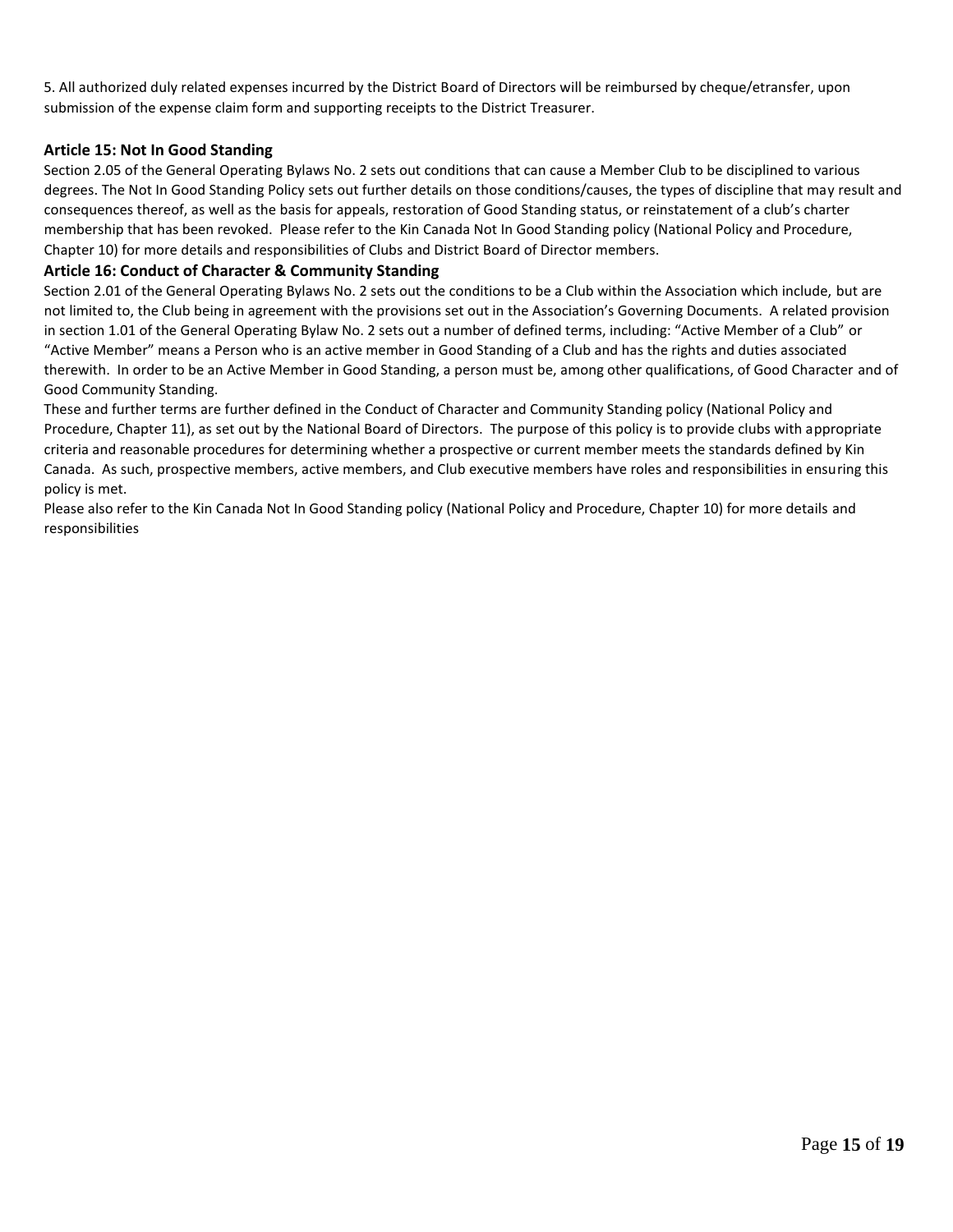5. All authorized duly related expenses incurred by the District Board of Directors will be reimbursed by cheque/etransfer, upon submission of the expense claim form and supporting receipts to the District Treasurer.

### Article 15: Not In Good Standing

Section 2.05 of the General Operating Bylaws No. 2 sets out conditions that can cause a Member Club to be disciplined to various degrees. The Not In Good Standing Policy sets out further details on those conditions/causes, the types of discipline that may result and consequences thereof, as well as the basis for appeals, restoration of Good Standing status, or reinstatement of a club's charter membership that has been revoked. Please refer to the Kin Canada Not In Good Standing policy (National Policy and Procedure, Chapter 10) for more details and responsibilities of Clubs and District Board of Director members.

### Article 16: Conduct of Character & Community Standing

Section 2.01 of the General Operating Bylaws No. 2 sets out the conditions to be a Club within the Association which include, but are not limited to, the Club being in agreement with the provisions set out in the Association's Governing Documents. A related provision in section 1.01 of the General Operating Bylaw No. 2 sets out a number of defined terms, including: "Active Member of a Club" or "Active Member" means a Person who is an active member in Good Standing of a Club and has the rights and duties associated therewith. In order to be an Active Member in Good Standing, a person must be, among other qualifications, of Good Character and of Good Community Standing.

These and further terms are further defined in the Conduct of Character and Community Standing policy (National Policy and Procedure, Chapter 11), as set out by the National Board of Directors. The purpose of this policy is to provide clubs with appropriate criteria and reasonable procedures for determining whether a prospective or current member meets the standards defined by Kin Canada. As such, prospective members, active members, and Club executive members have roles and responsibilities in ensuring this policy is met.

Please also refer to the Kin Canada Not In Good Standing policy (National Policy and Procedure, Chapter 10) for more details and responsibilities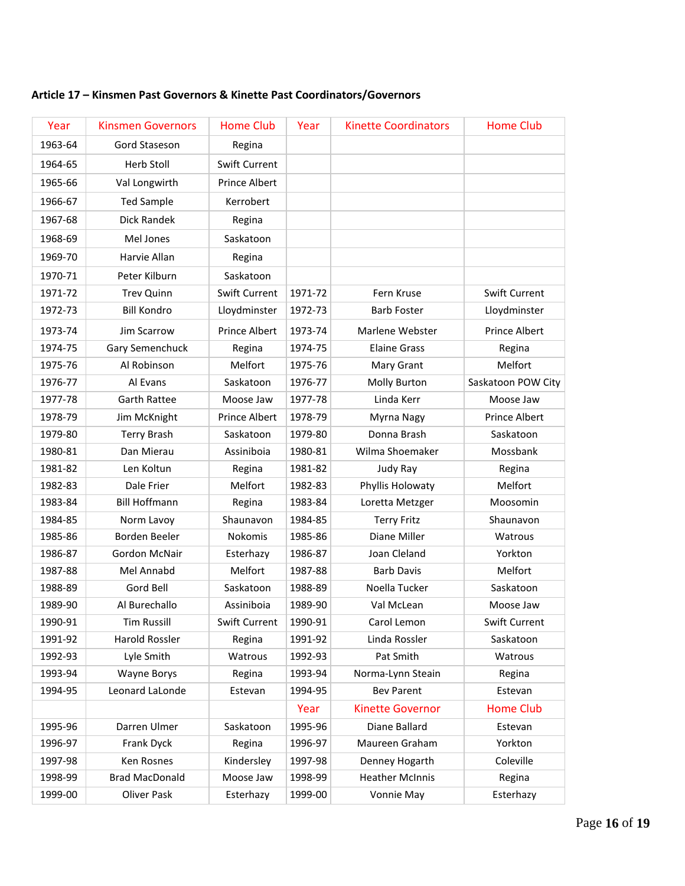**Article 17 – Kinsmen Past Governors & Kinette Past Coordinators/Governors**

| Year | Kinsmen Governors | Home Club | Year | Kinette Coordinators | Home Club |
|---|---|---|---|---|---|
| 1963-64 | Gord Staseson | Regina | | | |
| 1964-65 | Herb Stoll | Swift Current | | | |
| 1965-66 | Val Longwirth | Prince Albert | | | |
| 1966-67 | Ted Sample | Kerrobert | | | |
| 1967-68 | Dick Randek | Regina | | | |
| 1968-69 | Mel Jones | Saskatoon | | | |
| 1969-70 | Harvie Allan | Regina | | | |
| 1970-71 | Peter Kilburn | Saskatoon | | | |
| 1971-72 | Trev Quinn | Swift Current | 1971-72 | Fern Kruse | Swift Current |
| 1972-73 | Bill Kondro | Lloydminster | 1972-73 | Barb Foster | Lloydminster |
| 1973-74 | Jim Scarrow | Prince Albert | 1973-74 | Marlene Webster | Prince Albert |
| 1974-75 | Gary Semenchuck | Regina | 1974-75 | Elaine Grass | Regina |
| 1975-76 | Al Robinson | Melfort | 1975-76 | Mary Grant | Melfort |
| 1976-77 | Al Evans | Saskatoon | 1976-77 | Molly Burton | Saskatoon POW City |
| 1977-78 | Garth Rattee | Moose Jaw | 1977-78 | Linda Kerr | Moose Jaw |
| 1978-79 | Jim McKnight | Prince Albert | 1978-79 | Myrna Nagy | Prince Albert |
| 1979-80 | Terry Brash | Saskatoon | 1979-80 | Donna Brash | Saskatoon |
| 1980-81 | Dan Mierau | Assiniboia | 1980-81 | Wilma Shoemaker | Mossbank |
| 1981-82 | Len Koltun | Regina | 1981-82 | Judy Ray | Regina |
| 1982-83 | Dale Frier | Melfort | 1982-83 | Phyllis Holowaty | Melfort |
| 1983-84 | Bill Hoffmann | Regina | 1983-84 | Loretta Metzger | Moosomin |
| 1984-85 | Norm Lavoy | Shaunavon | 1984-85 | Terry Fritz | Shaunavon |
| 1985-86 | Borden Beeler | Nokomis | 1985-86 | Diane Miller | Watrous |
| 1986-87 | Gordon McNair | Esterhazy | 1986-87 | Joan Cleland | Yorkton |
| 1987-88 | Mel Annabd | Melfort | 1987-88 | Barb Davis | Melfort |
| 1988-89 | Gord Bell | Saskatoon | 1988-89 | Noella Tucker | Saskatoon |
| 1989-90 | Al Burechallo | Assiniboia | 1989-90 | Val McLean | Moose Jaw |
| 1990-91 | Tim Russill | Swift Current | 1990-91 | Carol Lemon | Swift Current |
| 1991-92 | Harold Rossler | Regina | 1991-92 | Linda Rossler | Saskatoon |
| 1992-93 | Lyle Smith | Watrous | 1992-93 | Pat Smith | Watrous |
| 1993-94 | Wayne Borys | Regina | 1993-94 | Norma-Lynn Steain | Regina |
| 1994-95 | Leonard LaLonde | Estevan | 1994-95 | Bev Parent | Estevan |
| | | | Year | Kinette Governor | Home Club |
| 1995-96 | Darren Ulmer | Saskatoon | 1995-96 | Diane Ballard | Estevan |
| 1996-97 | Frank Dyck | Regina | 1996-97 | Maureen Graham | Yorkton |
| 1997-98 | Ken Rosnes | Kindersley | 1997-98 | Denney Hogarth | Coleville |
| 1998-99 | Brad MacDonald | Moose Jaw | 1998-99 | Heather McInnis | Regina |
| 1999-00 | Oliver Pask | Esterhazy | 1999-00 | Vonnie May | Esterhazy |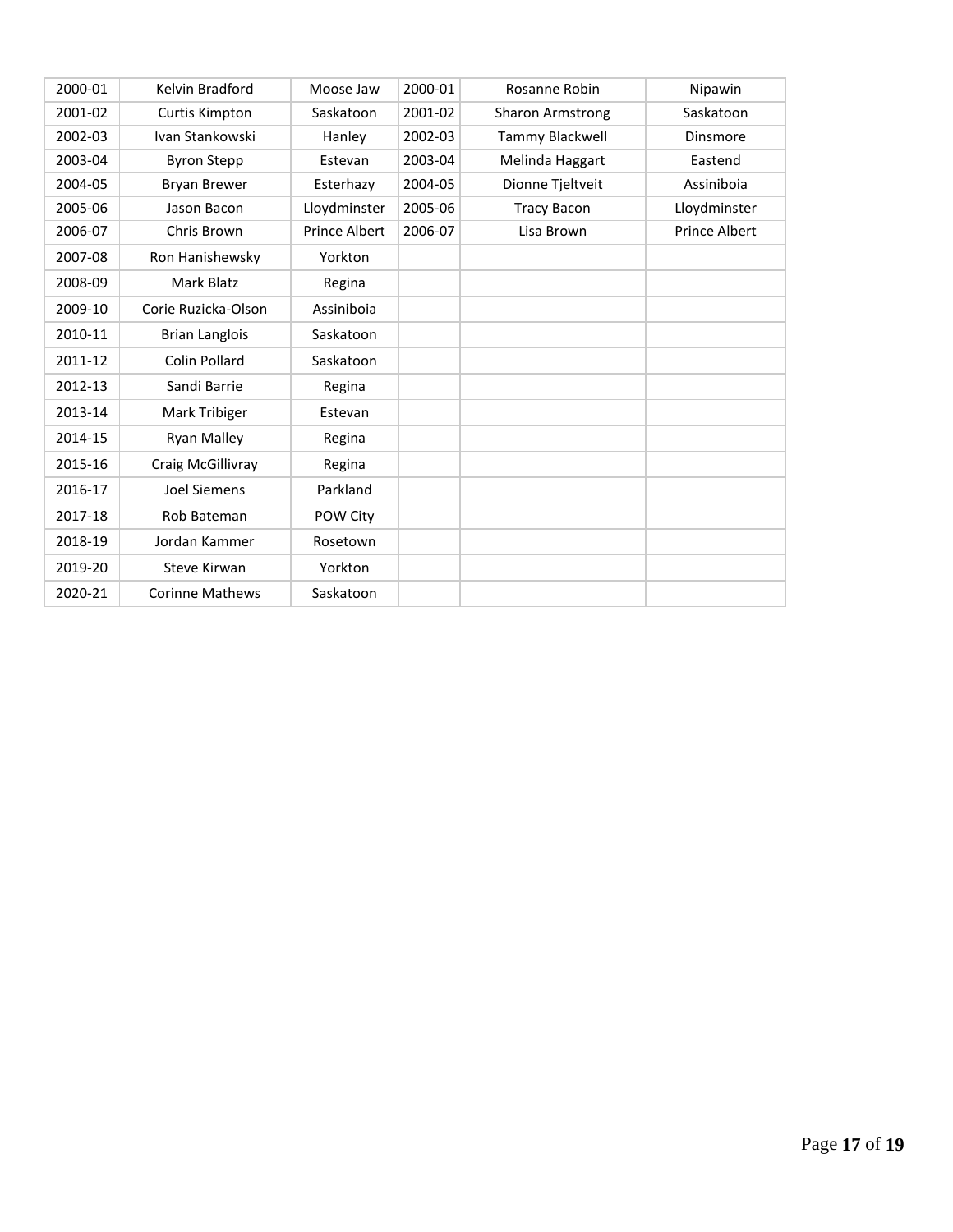| 2000-01 | Kelvin Bradford | Moose Jaw | 2000-01 | Rosanne Robin | Nipawin |
|---|---|---|---|---|---|
| 2001-02 | Curtis Kimpton | Saskatoon | 2001-02 | Sharon Armstrong | Saskatoon |
| 2002-03 | Ivan Stankowski | Hanley | 2002-03 | Tammy Blackwell | Dinsmore |
| 2003-04 | Byron Stepp | Estevan | 2003-04 | Melinda Haggart | Eastend |
| 2004-05 | Bryan Brewer | Esterhazy | 2004-05 | Dionne Tjeltveit | Assiniboia |
| 2005-06 | Jason Bacon | Lloydminster | 2005-06 | Tracy Bacon | Lloydminster |
| 2006-07 | Chris Brown | Prince Albert | 2006-07 | Lisa Brown | Prince Albert |
| 2007-08 | Ron Hanishewsky | Yorkton | | | |
| 2008-09 | Mark Blatz | Regina | | | |
| 2009-10 | Corie Ruzicka-Olson | Assiniboia | | | |
| 2010-11 | Brian Langlois | Saskatoon | | | |
| 2011-12 | Colin Pollard | Saskatoon | | | |
| 2012-13 | Sandi Barrie | Regina | | | |
| 2013-14 | Mark Tribiger | Estevan | | | |
| 2014-15 | Ryan Malley | Regina | | | |
| 2015-16 | Craig McGillivray | Regina | | | |
| 2016-17 | Joel Siemens | Parkland | | | |
| 2017-18 | Rob Bateman | POW City | | | |
| 2018-19 | Jordan Kammer | Rosetown | | | |
| 2019-20 | Steve Kirwan | Yorkton | | | |
| 2020-21 | Corinne Mathews | Saskatoon | | | |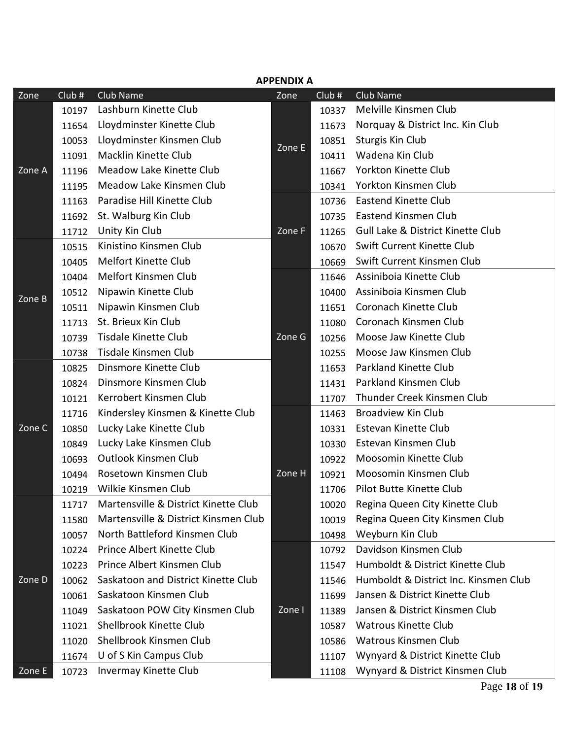**APPENDIX A**

| Zone | Club # | Club Name | Zone | Club # | Club Name |
|---|---|---|---|---|---|
| Zone A | 10197 | Lashburn Kinette Club | Zone E | 10337 | Melville Kinsmen Club |
| | 11654 | Lloydminster Kinette Club | | 11673 | Norquay & District Inc. Kin Club |
| | 10053 | Lloydminster Kinsmen Club | | 10851 | Sturgis Kin Club |
| | 11091 | Macklin Kinette Club | | 10411 | Wadena Kin Club |
| | 11196 | Meadow Lake Kinette Club | | 11667 | Yorkton Kinette Club |
| | 11195 | Meadow Lake Kinsmen Club | | 10341 | Yorkton Kinsmen Club |
| | 11163 | Paradise Hill Kinette Club | Zone F | 10736 | Eastend Kinette Club |
| | 11692 | St. Walburg Kin Club | | 10735 | Eastend Kinsmen Club |
| | 11712 | Unity Kin Club | | 11265 | Gull Lake & District Kinette Club |
| Zone B | 10515 | Kinistino Kinsmen Club | | 10670 | Swift Current Kinette Club |
| | 10405 | Melfort Kinette Club | | 10669 | Swift Current Kinsmen Club |
| | 10404 | Melfort Kinsmen Club | Zone G | 11646 | Assiniboia Kinette Club |
| | 10512 | Nipawin Kinette Club | | 10400 | Assiniboia Kinsmen Club |
| | 10511 | Nipawin Kinsmen Club | | 11651 | Coronach Kinette Club |
| | 11713 | St. Brieux Kin Club | | 11080 | Coronach Kinsmen Club |
| | 10739 | Tisdale Kinette Club | | 10256 | Moose Jaw Kinette Club |
| | 10738 | Tisdale Kinsmen Club | | 10255 | Moose Jaw Kinsmen Club |
| Zone C | 10825 | Dinsmore Kinette Club | | 11653 | Parkland Kinette Club |
| | 10824 | Dinsmore Kinsmen Club | | 11431 | Parkland Kinsmen Club |
| | 10121 | Kerrobert Kinsmen Club | | 11707 | Thunder Creek Kinsmen Club |
| | 11716 | Kindersley Kinsmen & Kinette Club | Zone H | 11463 | Broadview Kin Club |
| | 10850 | Lucky Lake Kinette Club | | 10331 | Estevan Kinette Club |
| | 10849 | Lucky Lake Kinsmen Club | | 10330 | Estevan Kinsmen Club |
| | 10693 | Outlook Kinsmen Club | | 10922 | Moosomin Kinette Club |
| | 10494 | Rosetown Kinsmen Club | | 10921 | Moosomin Kinsmen Club |
| | 10219 | Wilkie Kinsmen Club | | 11706 | Pilot Butte Kinette Club |
| Zone D | 11717 | Martensville & District Kinette Club | | 10020 | Regina Queen City Kinette Club |
| | 11580 | Martensville & District Kinsmen Club | | 10019 | Regina Queen City Kinsmen Club |
| | 10057 | North Battleford Kinsmen Club | | 10498 | Weyburn Kin Club |
| | 10224 | Prince Albert Kinette Club | Zone I | 10792 | Davidson Kinsmen Club |
| | 10223 | Prince Albert Kinsmen Club | | 11547 | Humboldt & District Kinette Club |
| | 10062 | Saskatoon and District Kinette Club | | 11546 | Humboldt & District Inc. Kinsmen Club |
| | 10061 | Saskatoon Kinsmen Club | | 11699 | Jansen & District Kinette Club |
| | 11049 | Saskatoon POW City Kinsmen Club | | 11389 | Jansen & District Kinsmen Club |
| | 11021 | Shellbrook Kinette Club | | 10587 | Watrous Kinette Club |
| | 11020 | Shellbrook Kinsmen Club | | 10586 | Watrous Kinsmen Club |
| | 11674 | U of S Kin Campus Club | | 11107 | Wynyard & District Kinette Club |
| Zone E | 10723 | Invermay Kinette Club | | 11108 | Wynyard & District Kinsmen Club |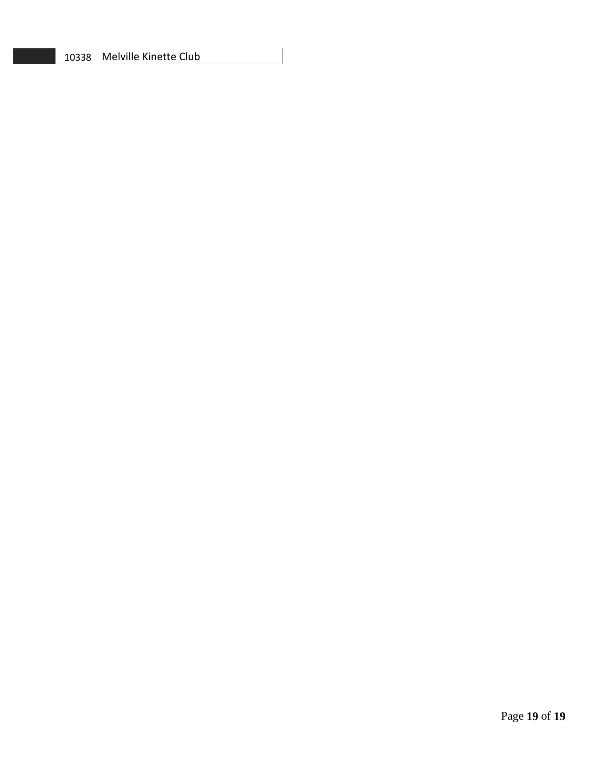| | | |
|---|---|---|
| | 10338 | Melville Kinette Club |